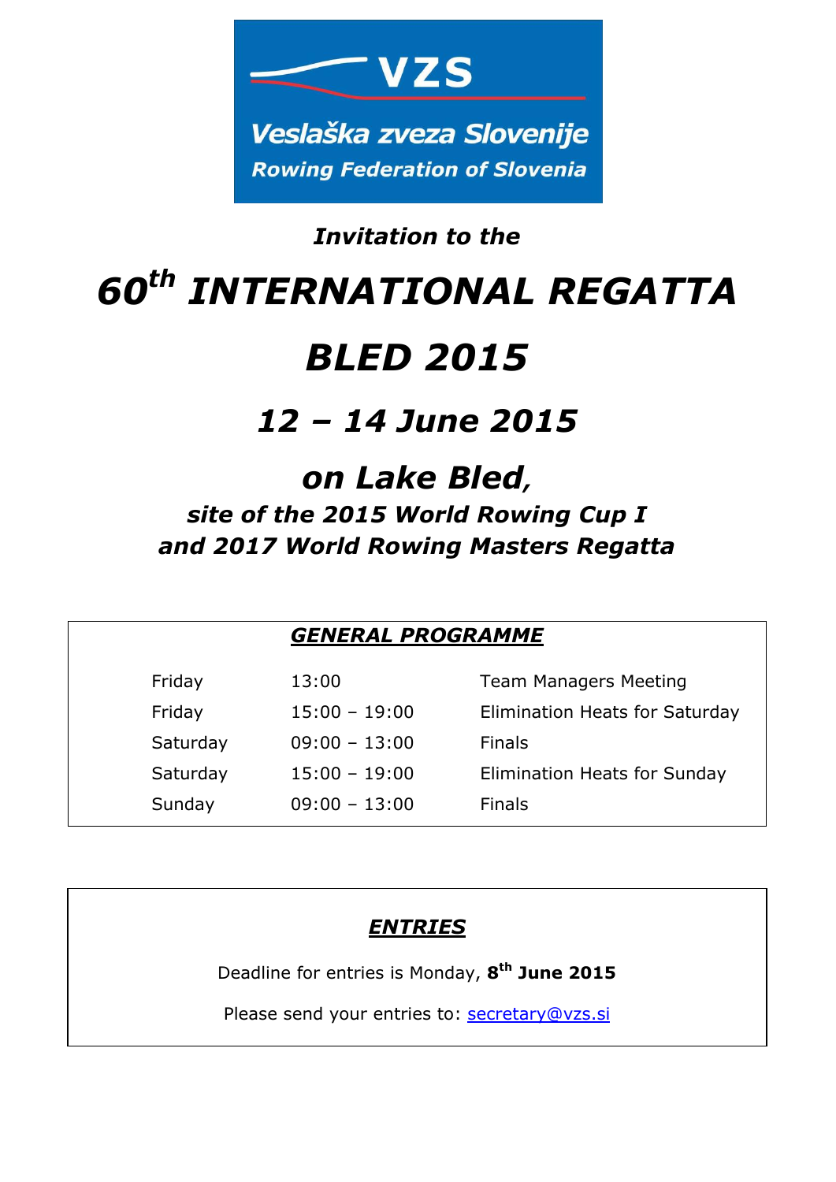VZS

Veslaška zveza Slovenije

Rowing Federation of Slovenia

***Invitation to the***

# *60th INTERNATIONAL REGATTA*

# *BLED 2015*

## *12 – 14 June 2015*

## *on Lake Bled,*

***site of the 2015 World Rowing Cup I***
***and 2017 World Rowing Masters Regatta***

### ***GENERAL PROGRAMME***

| | | |
|---|---|---|
| Friday | 13:00 | Team Managers Meeting |
| Friday | 15:00 – 19:00 | Elimination Heats for Saturday |
| Saturday | 09:00 – 13:00 | Finals |
| Saturday | 15:00 – 19:00 | Elimination Heats for Sunday |
| Sunday | 09:00 – 13:00 | Finals |

### ***ENTRIES***

Deadline for entries is Monday, **8th June 2015**

Please send your entries to: secretary@vzs.si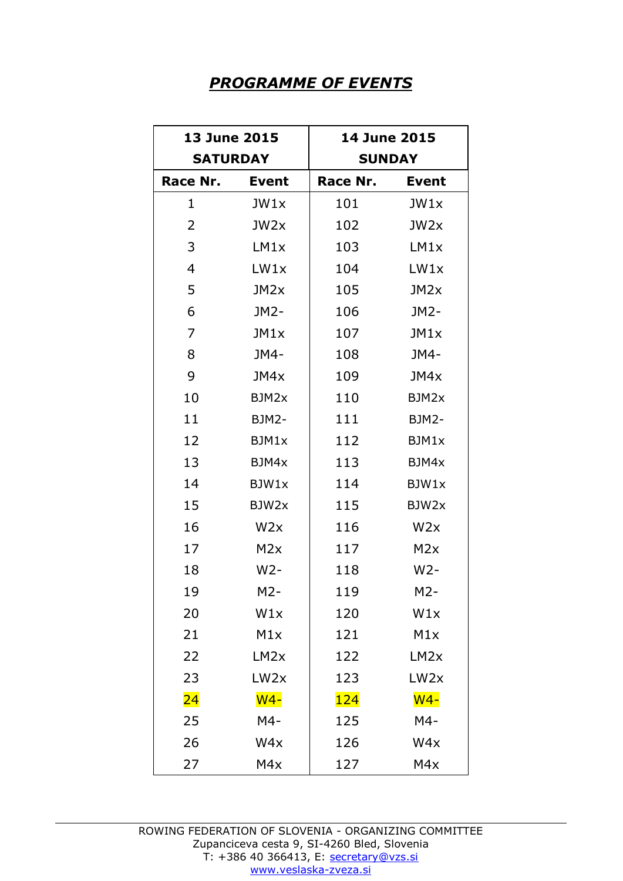## ***PROGRAMME OF EVENTS***

| **13 June 2015 SATURDAY** | | **14 June 2015 SUNDAY** | |
|---|---|---|---|
| **Race Nr.** | **Event** | **Race Nr.** | **Event** |
| 1 | JW1x | 101 | JW1x |
| 2 | JW2x | 102 | JW2x |
| 3 | LM1x | 103 | LM1x |
| 4 | LW1x | 104 | LW1x |
| 5 | JM2x | 105 | JM2x |
| 6 | JM2- | 106 | JM2- |
| 7 | JM1x | 107 | JM1x |
| 8 | JM4- | 108 | JM4- |
| 9 | JM4x | 109 | JM4x |
| 10 | BJM2x | 110 | BJM2x |
| 11 | BJM2- | 111 | BJM2- |
| 12 | BJM1x | 112 | BJM1x |
| 13 | BJM4x | 113 | BJM4x |
| 14 | BJW1x | 114 | BJW1x |
| 15 | BJW2x | 115 | BJW2x |
| 16 | W2x | 116 | W2x |
| 17 | M2x | 117 | M2x |
| 18 | W2- | 118 | W2- |
| 19 | M2- | 119 | M2- |
| 20 | W1x | 120 | W1x |
| 21 | M1x | 121 | M1x |
| 22 | LM2x | 122 | LM2x |
| 23 | LW2x | 123 | LW2x |
| 24 | W4- | 124 | W4- |
| 25 | M4- | 125 | M4- |
| 26 | W4x | 126 | W4x |
| 27 | M4x | 127 | M4x |

ROWING FEDERATION OF SLOVENIA - ORGANIZING COMMITTEE
Zupanciceva cesta 9, SI-4260 Bled, Slovenia
T: +386 40 366413, E: secretary@vzs.si
www.veslaska-zveza.si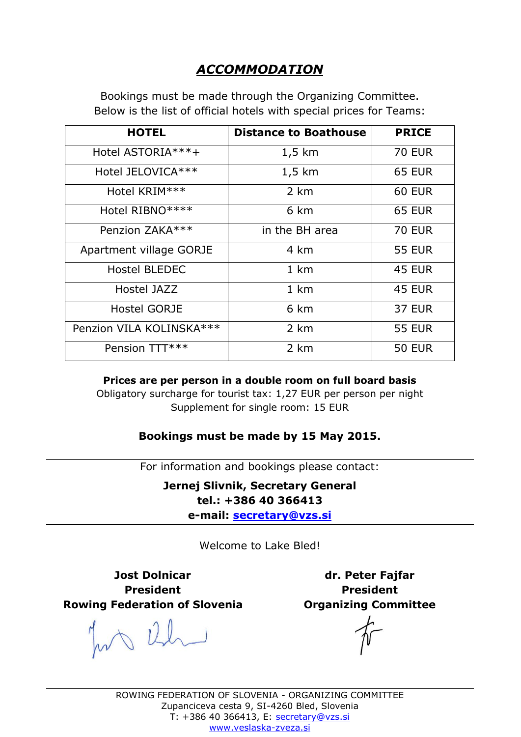# ***ACCOMMODATION***

Bookings must be made through the Organizing Committee.
Below is the list of official hotels with special prices for Teams:

| HOTEL | Distance to Boathouse | PRICE |
|---|---|---|
| Hotel ASTORIA***+ | 1,5 km | 70 EUR |
| Hotel JELOVICA*** | 1,5 km | 65 EUR |
| Hotel KRIM*** | 2 km | 60 EUR |
| Hotel RIBNO**** | 6 km | 65 EUR |
| Penzion ZAKA*** | in the BH area | 70 EUR |
| Apartment village GORJE | 4 km | 55 EUR |
| Hostel BLEDEC | 1 km | 45 EUR |
| Hostel JAZZ | 1 km | 45 EUR |
| Hostel GORJE | 6 km | 37 EUR |
| Penzion VILA KOLINSKA*** | 2 km | 55 EUR |
| Pension TTT*** | 2 km | 50 EUR |

**Prices are per person in a double room on full board basis**
Obligatory surcharge for tourist tax: 1,27 EUR per person per night
Supplement for single room: 15 EUR

**Bookings must be made by 15 May 2015.**

---

For information and bookings please contact:

**Jernej Slivnik, Secretary General**
**tel.: +386 40 366413**
**e-mail: secretary@vzs.si**

---

Welcome to Lake Bled!

**Jost Dolnicar**
**President**
**Rowing Federation of Slovenia**

**dr. Peter Fajfar**
**President**
**Organizing Committee**

---

ROWING FEDERATION OF SLOVENIA - ORGANIZING COMMITTEE
Zupanciceva cesta 9, SI-4260 Bled, Slovenia
T: +386 40 366413, E: secretary@vzs.si
www.veslaska-zveza.si